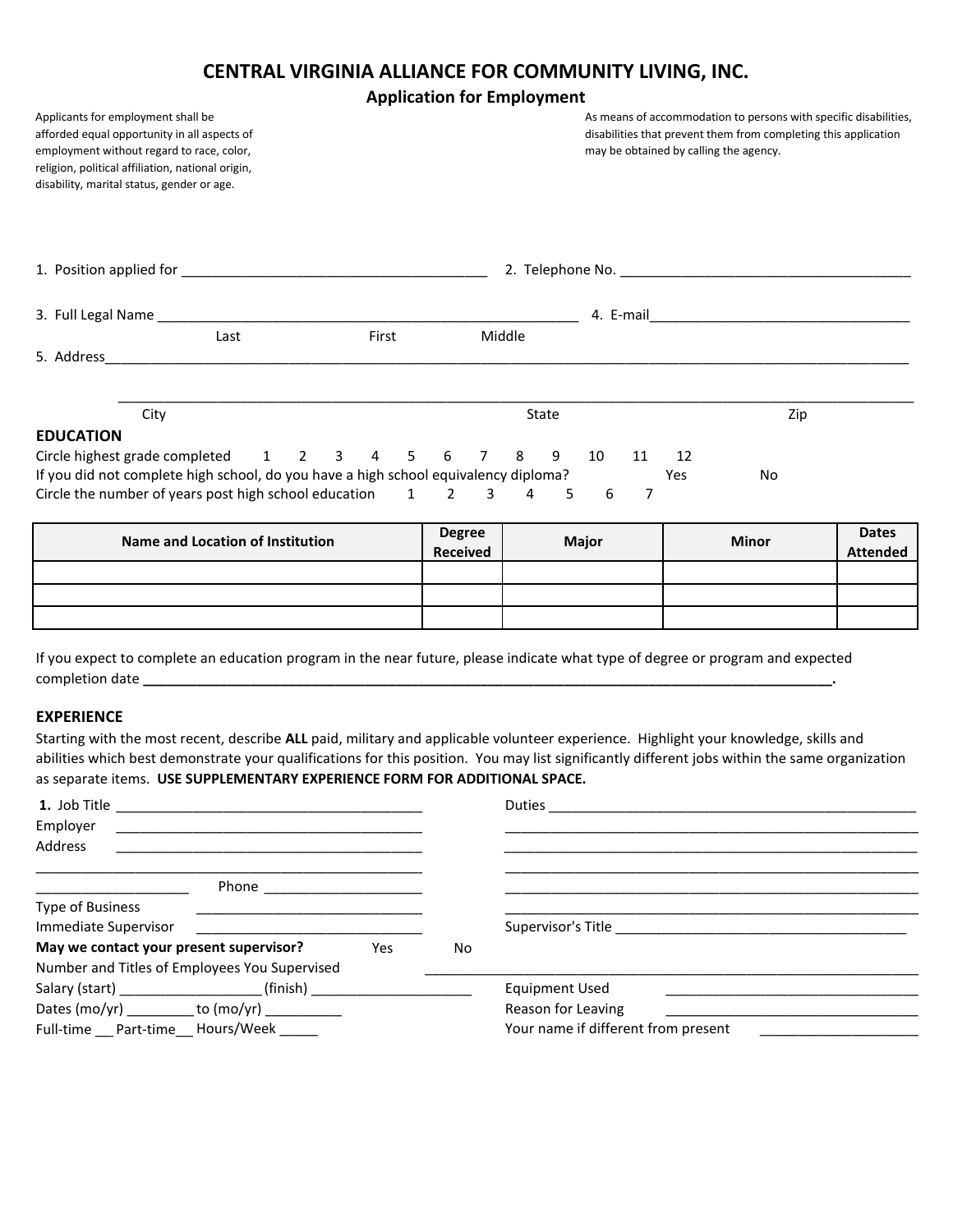# CENTRAL VIRGINIA ALLIANCE FOR COMMUNITY LIVING, INC.

## Application for Employment

Applicants for employment shall be afforded equal opportunity in all aspects of employment without regard to race, color, religion, political affiliation, national origin, disability, marital status, gender or age.

As means of accommodation to persons with specific disabilities, disabilities that prevent them from completing this application may be obtained by calling the agency.

1. Position applied for ________________________________________ 2. Telephone No. ________________________________________

3. Full Legal Name ________________________________________________________ 4. E-mail____________________________________

Last First Middle

5. Address________________________________________________________________________________________________________

________________________________________________________________________________________________________

City State Zip

### EDUCATION

Circle highest grade completed 1 2 3 4 5 6 7 8 9 10 11 12

If you did not complete high school, do you have a high school equivalency diploma? Yes No

Circle the number of years post high school education 1 2 3 4 5 6 7

| Name and Location of Institution | Degree Received | Major | Minor | Dates Attended |
|---|---|---|---|---|
| | | | | |
| | | | | |
| | | | | |

If you expect to complete an education program in the near future, please indicate what type of degree or program and expected completion date **__________________________________________________________________________________________.**

### EXPERIENCE

Starting with the most recent, describe **ALL** paid, military and applicable volunteer experience. Highlight your knowledge, skills and abilities which best demonstrate your qualifications for this position. You may list significantly different jobs within the same organization as separate items. **USE SUPPLEMENTARY EXPERIENCE FORM FOR ADDITIONAL SPACE.**

**1.** Job Title ________________________________________

Employer ________________________________________

Address ________________________________________

______________________________________________________

____________________ Phone _____________________

Type of Business ______________________________

Immediate Supervisor ______________________________

Duties __________________________________________________

__________________________________________________________

__________________________________________________________

__________________________________________________________

__________________________________________________________

__________________________________________________________

Supervisor's Title ________________________________________

**May we contact your present supervisor?** Yes No

Number and Titles of Employees You Supervised ____________________________________________________________________

Salary (start) __________________ (finish) _____________________

Dates (mo/yr) _________ to (mo/yr) __________

Full-time ___ Part-time__ Hours/Week _____

Equipment Used __________________________________

Reason for Leaving __________________________________

Your name if different from present _____________________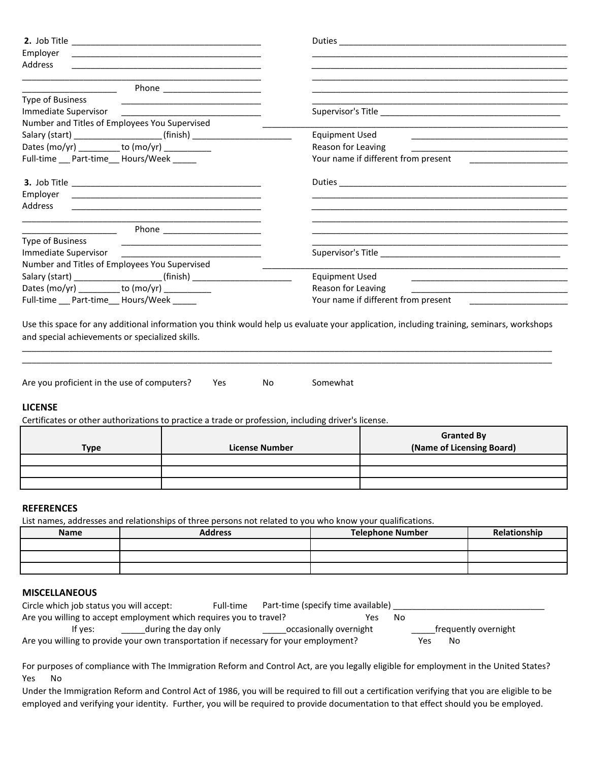**2.** Job Title \_\_\_\_\_\_\_\_\_\_\_\_\_\_\_\_\_\_\_\_\_\_\_\_\_\_\_\_\_\_\_\_\_\_\_\_\_\_\_\_\_\_

Employer \_\_\_\_\_\_\_\_\_\_\_\_\_\_\_\_\_\_\_\_\_\_\_\_\_\_\_\_\_\_\_\_\_\_\_\_\_\_\_\_\_\_

Address \_\_\_\_\_\_\_\_\_\_\_\_\_\_\_\_\_\_\_\_\_\_\_\_\_\_\_\_\_\_\_\_\_\_\_\_\_\_\_\_\_\_

\_\_\_\_\_\_\_\_\_\_\_\_\_\_\_\_\_\_\_\_ Phone \_\_\_\_\_\_\_\_\_\_\_\_\_\_\_\_\_\_\_\_

Type of Business \_\_\_\_\_\_\_\_\_\_\_\_\_\_\_\_\_\_\_\_\_\_\_\_\_\_\_\_\_\_

Immediate Supervisor \_\_\_\_\_\_\_\_\_\_\_\_\_\_\_\_\_\_\_\_\_\_\_\_\_\_\_\_\_\_

Number and Titles of Employees You Supervised \_\_\_\_\_\_\_\_\_\_\_\_\_\_\_\_\_\_\_\_\_\_\_\_\_\_\_\_\_\_\_\_\_\_\_\_\_\_\_\_\_\_

Salary (start) \_\_\_\_\_\_\_\_\_\_\_\_\_\_\_\_\_\_\_ (finish) \_\_\_\_\_\_\_\_\_\_\_\_\_\_\_\_\_\_\_\_\_\_

Dates (mo/yr) \_\_\_\_\_\_\_\_\_ to (mo/yr) \_\_\_\_\_\_\_\_\_\_

Full-time \_\_\_ Part-time\_\_ Hours/Week \_\_\_\_\_

Duties \_\_\_\_\_\_\_\_\_\_\_\_\_\_\_\_\_\_\_\_\_\_\_\_\_\_\_\_\_\_\_\_\_\_\_\_\_\_\_\_\_\_\_\_\_\_\_\_

Supervisor's Title \_\_\_\_\_\_\_\_\_\_\_\_\_\_\_\_\_\_\_\_\_\_\_\_\_\_\_\_\_\_\_\_\_\_\_\_\_\_\_

Equipment Used \_\_\_\_\_\_\_\_\_\_\_\_\_\_\_\_\_\_\_\_\_\_\_\_\_\_\_\_\_\_\_\_\_\_

Reason for Leaving \_\_\_\_\_\_\_\_\_\_\_\_\_\_\_\_\_\_\_\_\_\_\_\_\_\_\_\_\_\_\_\_\_\_

Your name if different from present \_\_\_\_\_\_\_\_\_\_\_\_\_\_\_\_\_\_\_\_

**3.** Job Title \_\_\_\_\_\_\_\_\_\_\_\_\_\_\_\_\_\_\_\_\_\_\_\_\_\_\_\_\_\_\_\_\_\_\_\_\_\_\_\_\_\_

Employer \_\_\_\_\_\_\_\_\_\_\_\_\_\_\_\_\_\_\_\_\_\_\_\_\_\_\_\_\_\_\_\_\_\_\_\_\_\_\_\_\_\_

Address \_\_\_\_\_\_\_\_\_\_\_\_\_\_\_\_\_\_\_\_\_\_\_\_\_\_\_\_\_\_\_\_\_\_\_\_\_\_\_\_\_\_

\_\_\_\_\_\_\_\_\_\_\_\_\_\_\_\_\_\_\_\_ Phone \_\_\_\_\_\_\_\_\_\_\_\_\_\_\_\_\_\_\_\_

Type of Business \_\_\_\_\_\_\_\_\_\_\_\_\_\_\_\_\_\_\_\_\_\_\_\_\_\_\_\_\_\_

Immediate Supervisor \_\_\_\_\_\_\_\_\_\_\_\_\_\_\_\_\_\_\_\_\_\_\_\_\_\_\_\_\_\_

Number and Titles of Employees You Supervised \_\_\_\_\_\_\_\_\_\_\_\_\_\_\_\_\_\_\_\_\_\_\_\_\_\_\_\_\_\_\_\_\_\_\_\_\_\_\_\_\_\_

Salary (start) \_\_\_\_\_\_\_\_\_\_\_\_\_\_\_\_\_\_\_ (finish) \_\_\_\_\_\_\_\_\_\_\_\_\_\_\_\_\_\_\_\_\_\_

Dates (mo/yr) \_\_\_\_\_\_\_\_\_ to (mo/yr) \_\_\_\_\_\_\_\_\_\_

Full-time \_\_\_ Part-time\_\_ Hours/Week \_\_\_\_\_

Duties \_\_\_\_\_\_\_\_\_\_\_\_\_\_\_\_\_\_\_\_\_\_\_\_\_\_\_\_\_\_\_\_\_\_\_\_\_\_\_\_\_\_\_\_\_\_\_\_

Supervisor's Title \_\_\_\_\_\_\_\_\_\_\_\_\_\_\_\_\_\_\_\_\_\_\_\_\_\_\_\_\_\_\_\_\_\_\_\_\_\_\_

Equipment Used \_\_\_\_\_\_\_\_\_\_\_\_\_\_\_\_\_\_\_\_\_\_\_\_\_\_\_\_\_\_\_\_\_\_

Reason for Leaving \_\_\_\_\_\_\_\_\_\_\_\_\_\_\_\_\_\_\_\_\_\_\_\_\_\_\_\_\_\_\_\_\_\_

Your name if different from present \_\_\_\_\_\_\_\_\_\_\_\_\_\_\_\_\_\_\_\_

Use this space for any additional information you think would help us evaluate your application, including training, seminars, workshops and special achievements or specialized skills.

\_\_\_\_\_\_\_\_\_\_\_\_\_\_\_\_\_\_\_\_\_\_\_\_\_\_\_\_\_\_\_\_\_\_\_\_\_\_\_\_\_\_\_\_\_\_\_\_\_\_\_\_\_\_\_\_\_\_\_\_\_\_\_\_\_\_\_\_\_\_\_\_\_\_\_\_\_\_\_\_\_\_\_\_\_\_\_\_\_\_\_\_\_\_\_\_\_\_\_\_\_\_\_\_

\_\_\_\_\_\_\_\_\_\_\_\_\_\_\_\_\_\_\_\_\_\_\_\_\_\_\_\_\_\_\_\_\_\_\_\_\_\_\_\_\_\_\_\_\_\_\_\_\_\_\_\_\_\_\_\_\_\_\_\_\_\_\_\_\_\_\_\_\_\_\_\_\_\_\_\_\_\_\_\_\_\_\_\_\_\_\_\_\_\_\_\_\_\_\_\_\_\_\_\_\_\_\_\_

Are you proficient in the use of computers? Yes No Somewhat

## LICENSE

Certificates or other authorizations to practice a trade or profession, including driver's license.

| Type | License Number | Granted By (Name of Licensing Board) |
|---|---|---|
| | | |
| | | |
| | | |

## REFERENCES

List names, addresses and relationships of three persons not related to you who know your qualifications.

| Name | Address | Telephone Number | Relationship |
|---|---|---|---|
| | | | |
| | | | |
| | | | |

## MISCELLANEOUS

Circle which job status you will accept: Full-time Part-time (specify time available) \_\_\_\_\_\_\_\_\_\_\_\_\_\_\_\_\_\_\_\_\_\_\_\_\_\_\_\_\_\_\_\_

Are you willing to accept employment which requires you to travel? Yes No

If yes: \_\_\_\_\_during the day only \_\_\_\_\_occasionally overnight \_\_\_\_\_frequently overnight

Are you willing to provide your own transportation if necessary for your employment? Yes No

For purposes of compliance with The Immigration Reform and Control Act, are you legally eligible for employment in the United States?
Yes No

Under the Immigration Reform and Control Act of 1986, you will be required to fill out a certification verifying that you are eligible to be employed and verifying your identity. Further, you will be required to provide documentation to that effect should you be employed.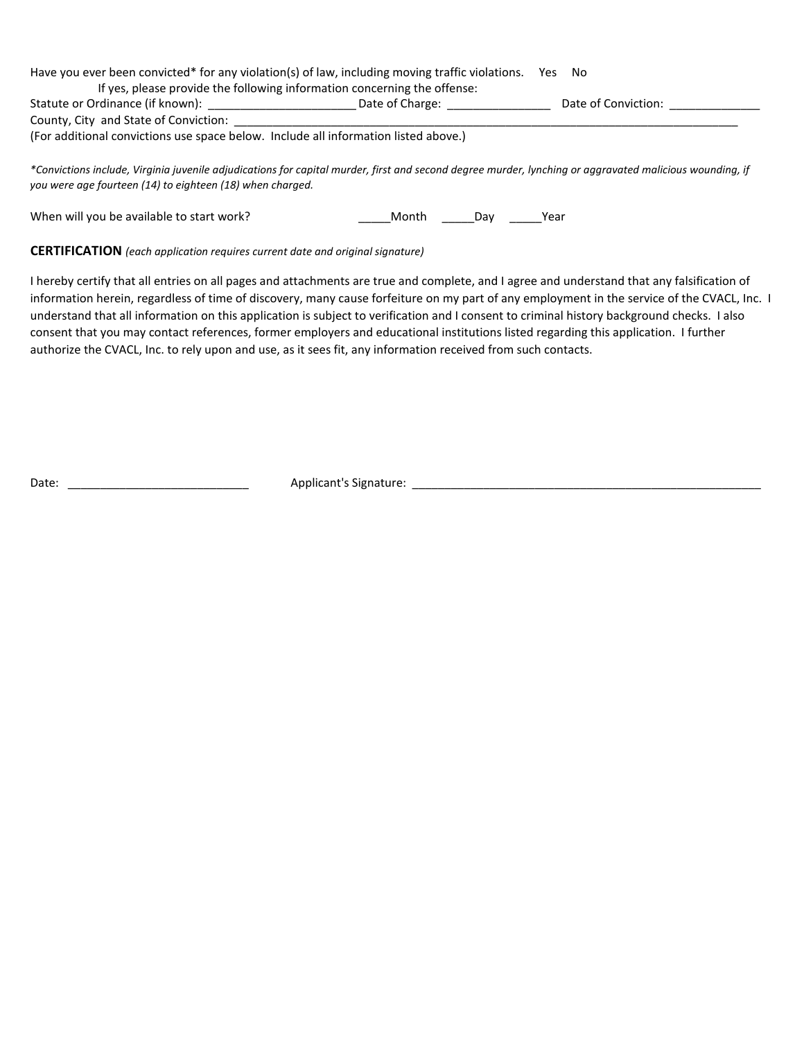Have you ever been convicted* for any violation(s) of law, including moving traffic violations.     Yes     No

If yes, please provide the following information concerning the offense:

Statute or Ordinance (if known): _______________________ Date of Charge: ________________   Date of Conviction: ______________

County, City and State of Conviction: ___________________________________________________________________________________

(For additional convictions use space below. Include all information listed above.)

*\*Convictions include, Virginia juvenile adjudications for capital murder, first and second degree murder, lynching or aggravated malicious wounding, if you were age fourteen (14) to eighteen (18) when charged.*

When will you be available to start work?     _____Month   _____Day   _____Year

**CERTIFICATION** *(each application requires current date and original signature)*

I hereby certify that all entries on all pages and attachments are true and complete, and I agree and understand that any falsification of information herein, regardless of time of discovery, many cause forfeiture on my part of any employment in the service of the CVACL, Inc. I understand that all information on this application is subject to verification and I consent to criminal history background checks. I also consent that you may contact references, former employers and educational institutions listed regarding this application. I further authorize the CVACL, Inc. to rely upon and use, as it sees fit, any information received from such contacts.

Date: ____________________________     Applicant's Signature: _________________________________________________________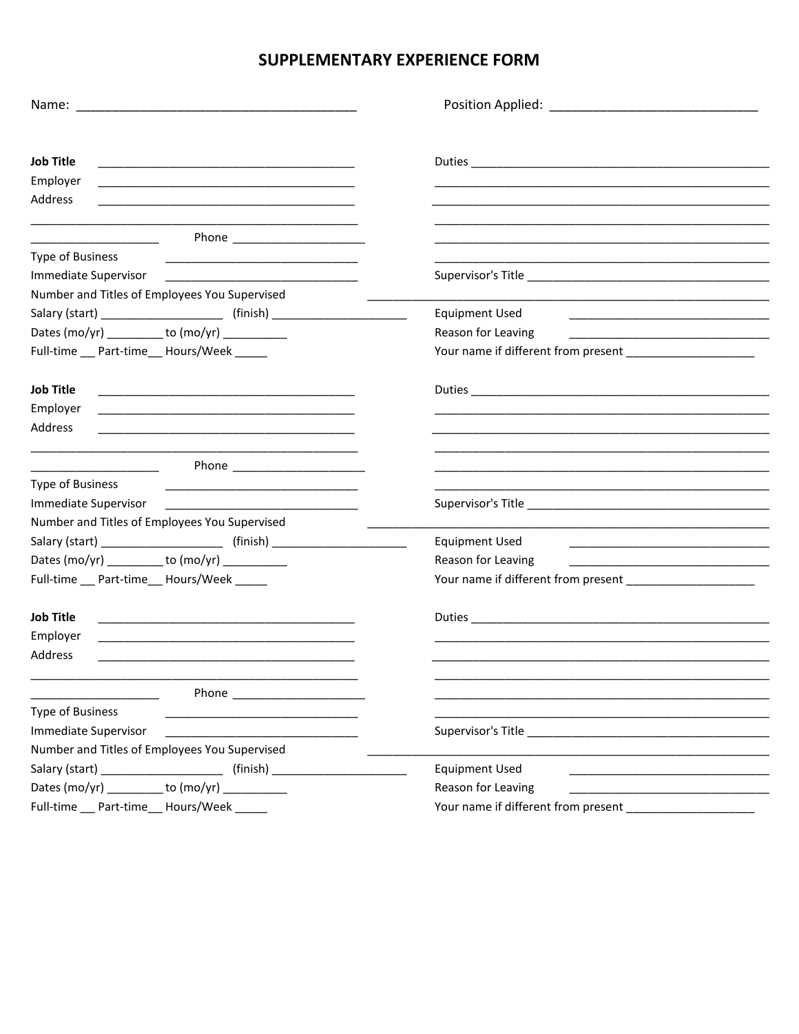# SUPPLEMENTARY EXPERIENCE FORM

Name: _______________________________________ Position Applied: ____________________________

**Job Title** ____________________________________

Employer ____________________________________

Address ____________________________________

_______________________________________________

___________________ Phone ___________________

Type of Business ____________________________

Immediate Supervisor ____________________________

Number and Titles of Employees You Supervised ____________________________________________

Salary (start) __________________ (finish) ____________________

Dates (mo/yr) ________ to (mo/yr) _________

Full-time ___ Part-time___ Hours/Week _____

Duties ______________________________________________

______________________________________________

______________________________________________

______________________________________________

______________________________________________

______________________________________________

Supervisor's Title ____________________________________

Equipment Used ____________________________

Reason for Leaving ____________________________

Your name if different from present ___________________

**Job Title** ____________________________________

Employer ____________________________________

Address ____________________________________

_______________________________________________

___________________ Phone ___________________

Type of Business ____________________________

Immediate Supervisor ____________________________

Number and Titles of Employees You Supervised ____________________________________________

Salary (start) __________________ (finish) ____________________

Dates (mo/yr) ________ to (mo/yr) _________

Full-time ___ Part-time___ Hours/Week _____

Duties ______________________________________________

______________________________________________

______________________________________________

______________________________________________

______________________________________________

______________________________________________

Supervisor's Title ____________________________________

Equipment Used ____________________________

Reason for Leaving ____________________________

Your name if different from present ___________________

**Job Title** ____________________________________

Employer ____________________________________

Address ____________________________________

_______________________________________________

___________________ Phone ___________________

Type of Business ____________________________

Immediate Supervisor ____________________________

Number and Titles of Employees You Supervised ____________________________________________

Salary (start) __________________ (finish) ____________________

Dates (mo/yr) ________ to (mo/yr) _________

Full-time ___ Part-time___ Hours/Week _____

Duties ______________________________________________

______________________________________________

______________________________________________

______________________________________________

______________________________________________

______________________________________________

Supervisor's Title ____________________________________

Equipment Used ____________________________

Reason for Leaving ____________________________

Your name if different from present ___________________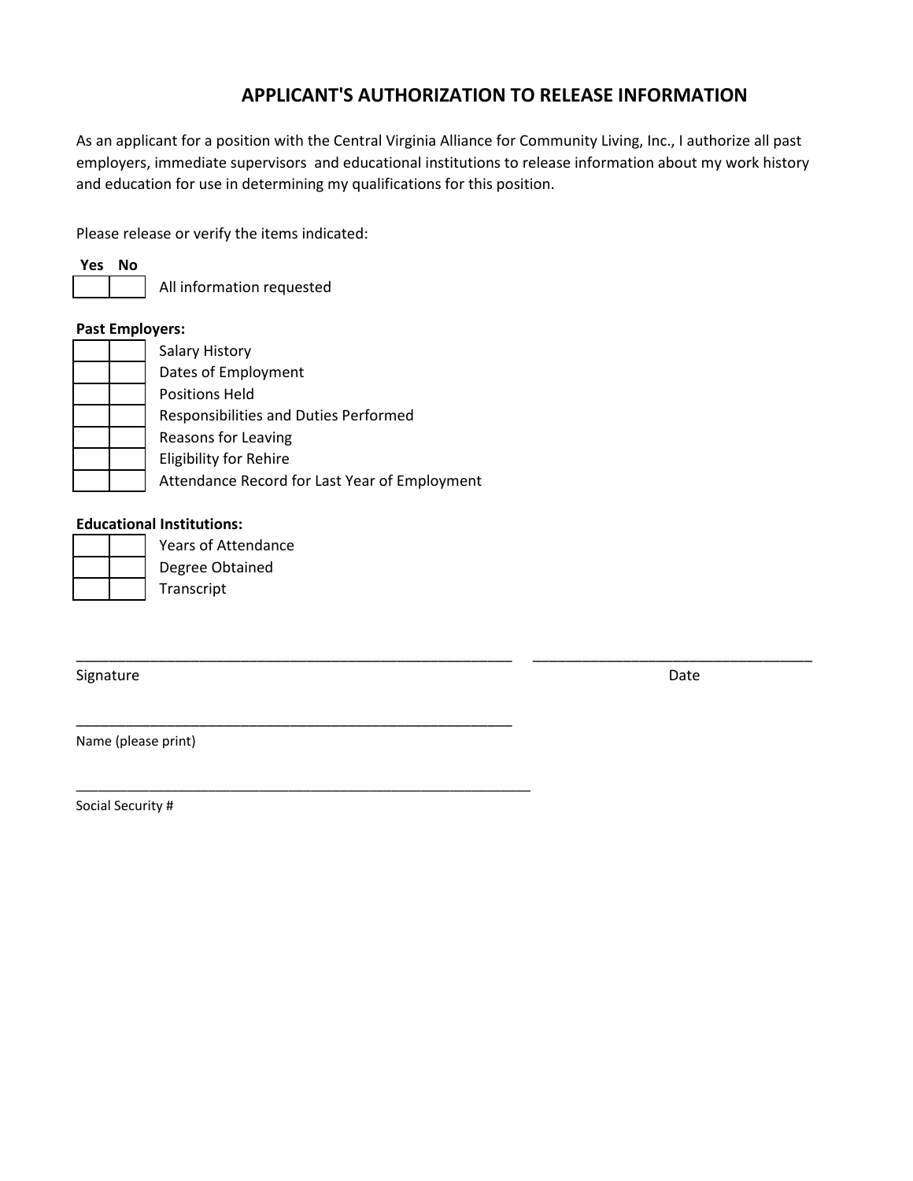# APPLICANT'S AUTHORIZATION TO RELEASE INFORMATION

As an applicant for a position with the Central Virginia Alliance for Community Living, Inc., I authorize all past employers, immediate supervisors and educational institutions to release information about my work history and education for use in determining my qualifications for this position.

Please release or verify the items indicated:

| Yes | No | |
|---|---|---|
| | | All information requested |

**Past Employers:**

| Yes | No | |
|---|---|---|
| | | Salary History |
| | | Dates of Employment |
| | | Positions Held |
| | | Responsibilities and Duties Performed |
| | | Reasons for Leaving |
| | | Eligibility for Rehire |
| | | Attendance Record for Last Year of Employment |

**Educational Institutions:**

| Yes | No | |
|---|---|---|
| | | Years of Attendance |
| | | Degree Obtained |
| | | Transcript |

_______________________________________________________ ___________________________________

Signature Date

_______________________________________________________

Name (please print)

_______________________________________________________

Social Security #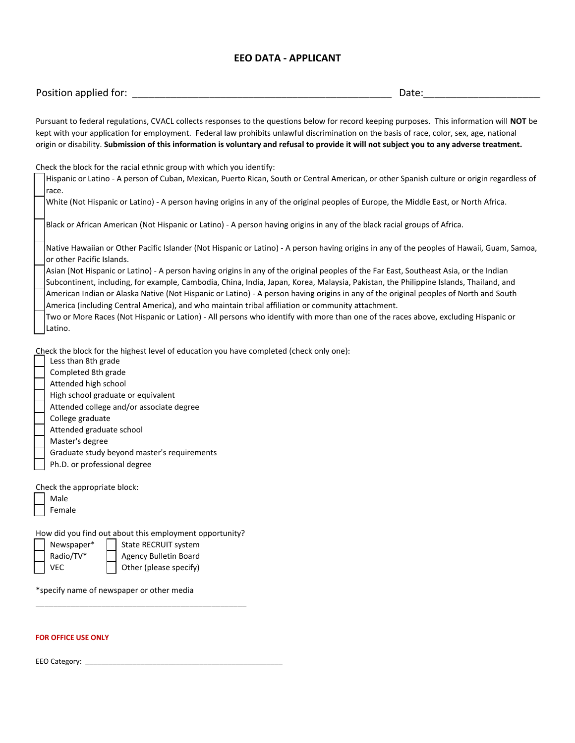# EEO DATA - APPLICANT

Position applied for: ________________________________________________ Date:_____________________

Pursuant to federal regulations, CVACL collects responses to the questions below for record keeping purposes. This information will **NOT** be kept with your application for employment. Federal law prohibits unlawful discrimination on the basis of race, color, sex, age, national origin or disability. **Submission of this information is voluntary and refusal to provide it will not subject you to any adverse treatment.**

Check the block for the racial ethnic group with which you identify:

- [ ] Hispanic or Latino - A person of Cuban, Mexican, Puerto Rican, South or Central American, or other Spanish culture or origin regardless of race.
- [ ] White (Not Hispanic or Latino) - A person having origins in any of the original peoples of Europe, the Middle East, or North Africa.
- [ ] Black or African American (Not Hispanic or Latino) - A person having origins in any of the black racial groups of Africa.
- [ ] Native Hawaiian or Other Pacific Islander (Not Hispanic or Latino) - A person having origins in any of the peoples of Hawaii, Guam, Samoa, or other Pacific Islands.
- [ ] Asian (Not Hispanic or Latino) - A person having origins in any of the original peoples of the Far East, Southeast Asia, or the Indian Subcontinent, including, for example, Cambodia, China, India, Japan, Korea, Malaysia, Pakistan, the Philippine Islands, Thailand, and
- [ ] American Indian or Alaska Native (Not Hispanic or Latino) - A person having origins in any of the original peoples of North and South America (including Central America), and who maintain tribal affiliation or community attachment.
- [ ] Two or More Races (Not Hispanic or Lation) - All persons who identify with more than one of the races above, excluding Hispanic or Latino.

Check the block for the highest level of education you have completed (check only one):

- [ ] Less than 8th grade
- [ ] Completed 8th grade
- [ ] Attended high school
- [ ] High school graduate or equivalent
- [ ] Attended college and/or associate degree
- [ ] College graduate
- [ ] Attended graduate school
- [ ] Master's degree
- [ ] Graduate study beyond master's requirements
- [ ] Ph.D. or professional degree

Check the appropriate block:

- [ ] Male
- [ ] Female

How did you find out about this employment opportunity?

- [ ] Newspaper*
- [ ] Radio/TV*
- [ ] VEC
- [ ] State RECRUIT system
- [ ] Agency Bulletin Board
- [ ] Other (please specify)

*specify name of newspaper or other media

_________________________________________________

**FOR OFFICE USE ONLY**

EEO Category: _________________________________________________